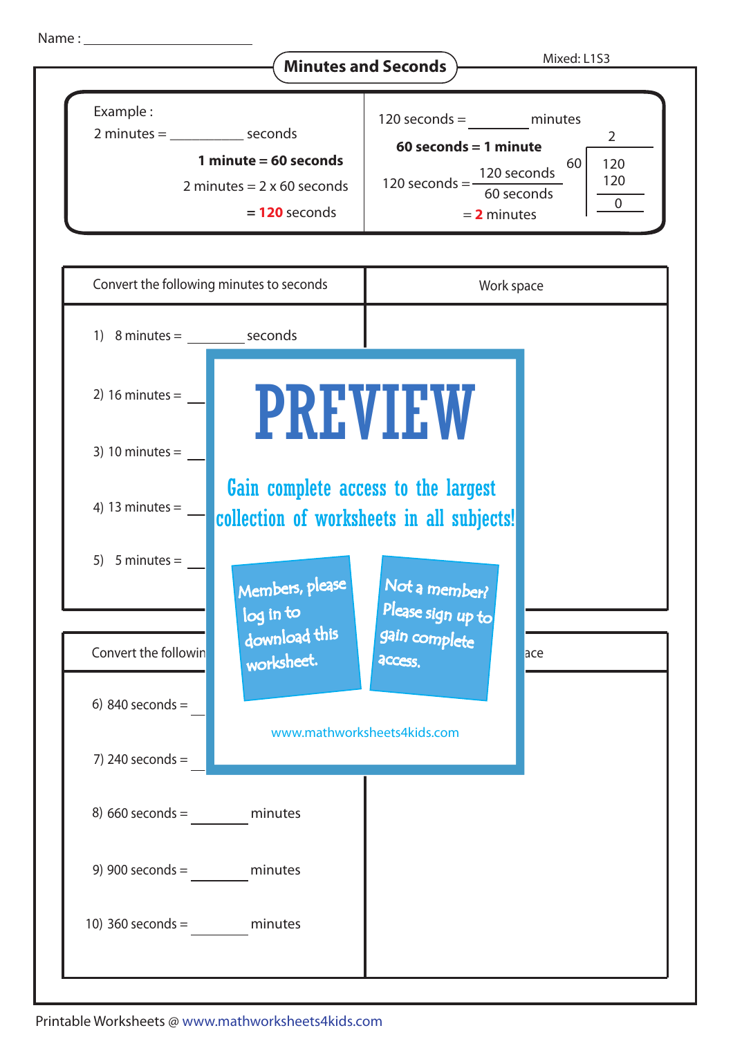Name : ____________________

# Minutes and Seconds

Mixed: L1S3

Example :

2 minutes = __________ seconds

**1 minute = 60 seconds**

2 minutes = 2 x 60 seconds

= **120** seconds

120 seconds = ________ minutes

**60 seconds = 1 minute**

$$120 \text{ seconds} = \frac{120 \text{ seconds}}{60 \text{ seconds}}$$

= **2** minutes

```
      2
60 | 120
     120
     ---
       0
```

| Convert the following minutes to seconds | Work space |
|---|---|
| 1) 8 minutes = ________ seconds | |
| 2) 16 minutes = ________ | |
| 3) 10 minutes = ________ | |
| 4) 13 minutes = ________ | |
| 5) 5 minutes = ________ | |

| Convert the followin | ace |
|---|---|
| 6) 840 seconds = ________ | |
| 7) 240 seconds = ________ | |
| 8) 660 seconds = ________ minutes | |
| 9) 900 seconds = ________ minutes | |
| 10) 360 seconds = ________ minutes | |

PREVIEW

Gain complete access to the largest collection of worksheets in all subjects!

Members, please log in to download this worksheet.

Not a member? Please sign up to gain complete access.

www.mathworksheets4kids.com

Printable Worksheets @ www.mathworksheets4kids.com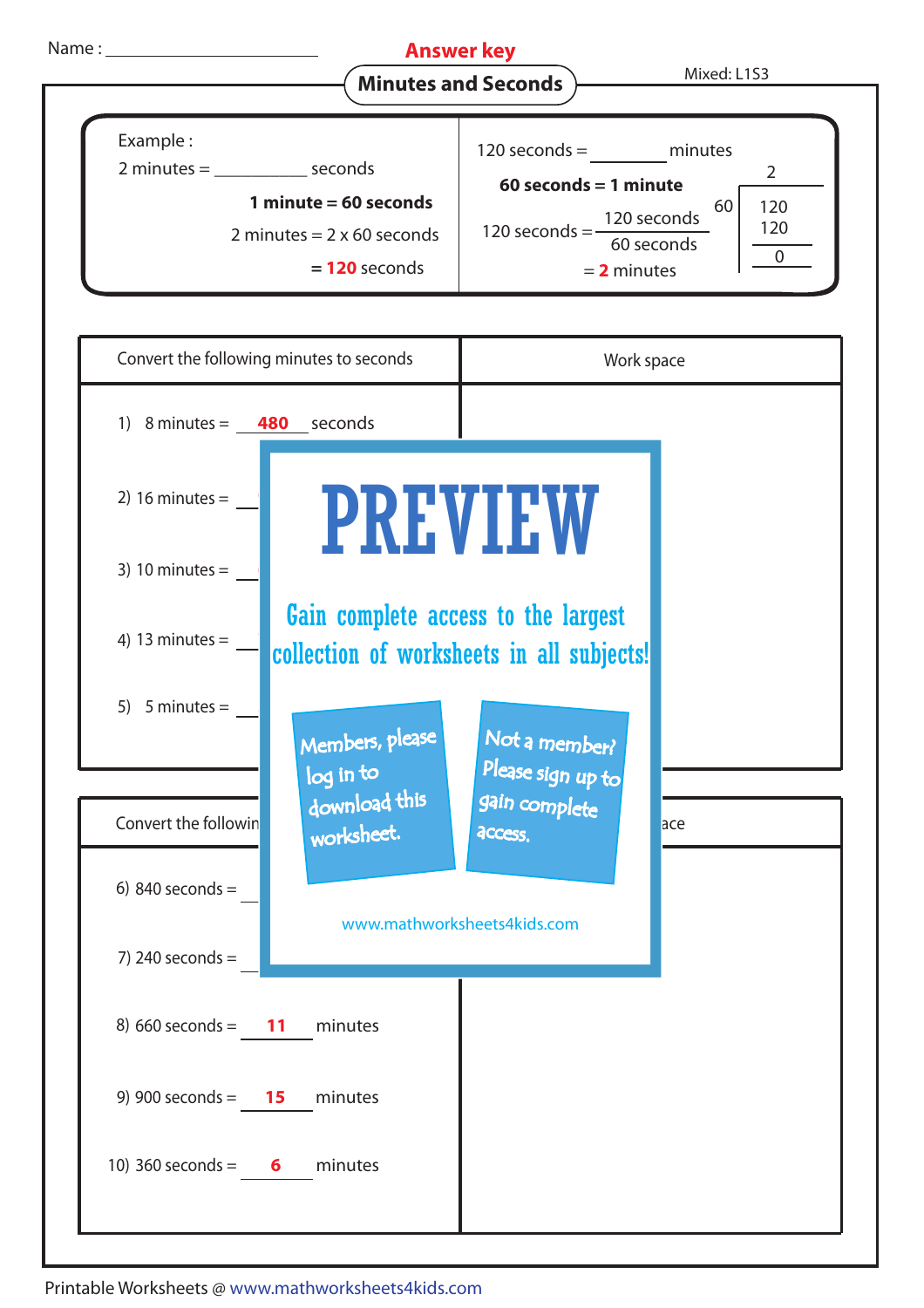Name : ______________________

**Answer key**

## Minutes and Seconds

Mixed: L1S3

Example :

2 minutes = __________ seconds

**1 minute = 60 seconds**

2 minutes = 2 x 60 seconds

= **120** seconds

120 seconds = ________ minutes

**60 seconds = 1 minute**

$$120 \text{ seconds} = \frac{120 \text{ seconds}}{60 \text{ seconds}}$$

= **2** minutes

$$\begin{array}{r|l} & 2 \\ 60 & 120 \\ & 120 \\ \hline & 0 \end{array}$$

| Convert the following minutes to seconds | Work space |
|---|---|
| 1) 8 minutes = **480** seconds | |
| 2) 16 minutes = ___ | |
| 3) 10 minutes = ___ | |
| 4) 13 minutes = ___ | |
| 5) 5 minutes = ___ | |

PREVIEW

Gain complete access to the largest collection of worksheets in all subjects!

Members, please log in to download this worksheet.

Not a member? Please sign up to gain complete access.

www.mathworksheets4kids.com

| Convert the followin | ace |
|---|---|
| 6) 840 seconds = ___ | |
| 7) 240 seconds = ___ | |
| 8) 660 seconds = **11** minutes | |
| 9) 900 seconds = **15** minutes | |
| 10) 360 seconds = **6** minutes | |

Printable Worksheets @ www.mathworksheets4kids.com